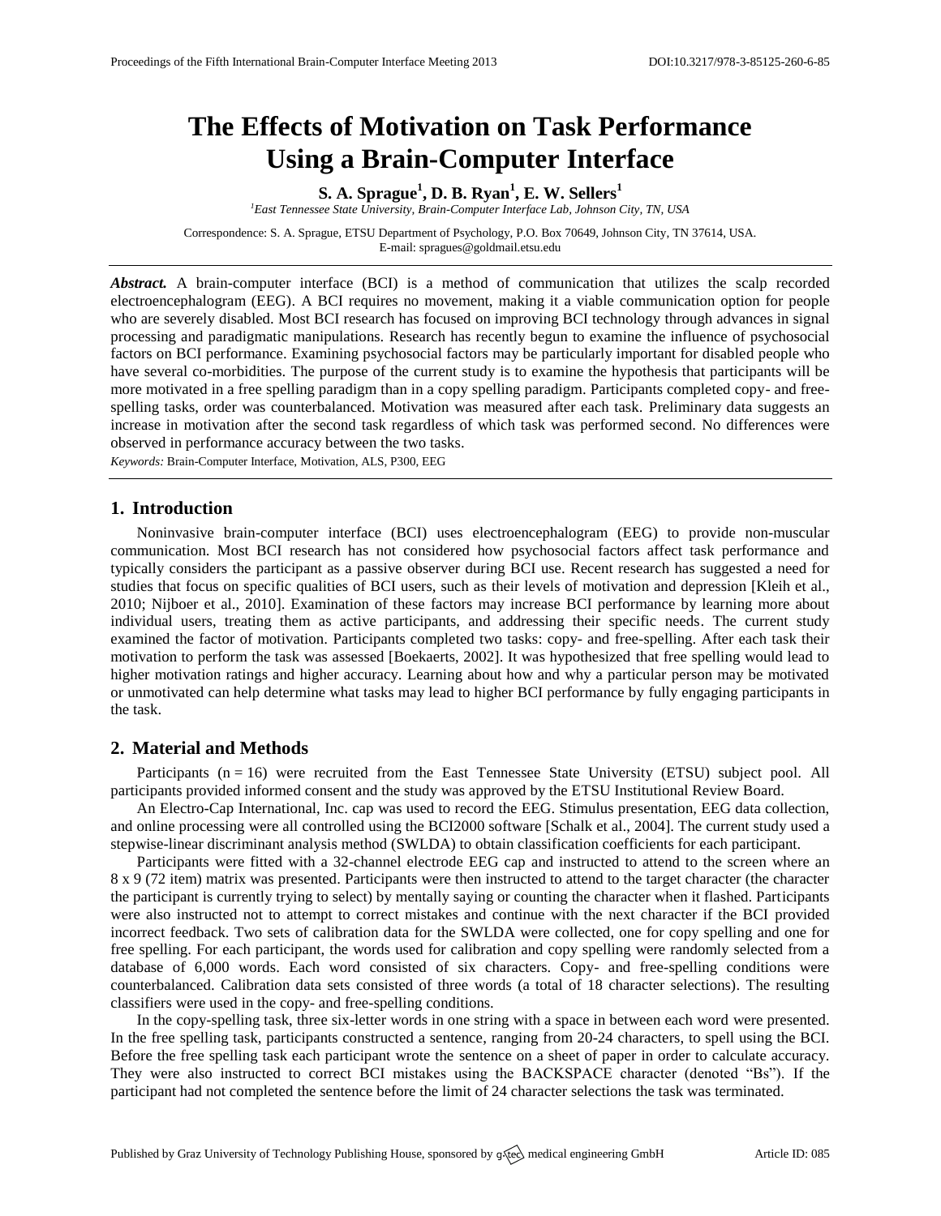# The Effects of Motivation on Task Performance Using a Brain-Computer Interface

**S. A. Sprague[1], D. B. Ryan[1], E. W. Sellers[1]**

[1]*East Tennessee State University, Brain-Computer Interface Lab, Johnson City, TN, USA*

Correspondence: S. A. Sprague, ETSU Department of Psychology, P.O. Box 70649, Johnson City, TN 37614, USA.
E-mail: spragues@goldmail.etsu.edu

***Abstract.*** A brain-computer interface (BCI) is a method of communication that utilizes the scalp recorded electroencephalogram (EEG). A BCI requires no movement, making it a viable communication option for people who are severely disabled. Most BCI research has focused on improving BCI technology through advances in signal processing and paradigmatic manipulations. Research has recently begun to examine the influence of psychosocial factors on BCI performance. Examining psychosocial factors may be particularly important for disabled people who have several co-morbidities. The purpose of the current study is to examine the hypothesis that participants will be more motivated in a free spelling paradigm than in a copy spelling paradigm. Participants completed copy- and free-spelling tasks, order was counterbalanced. Motivation was measured after each task. Preliminary data suggests an increase in motivation after the second task regardless of which task was performed second. No differences were observed in performance accuracy between the two tasks.

*Keywords:* Brain-Computer Interface, Motivation, ALS, P300, EEG

## 1. Introduction

Noninvasive brain-computer interface (BCI) uses electroencephalogram (EEG) to provide non-muscular communication. Most BCI research has not considered how psychosocial factors affect task performance and typically considers the participant as a passive observer during BCI use. Recent research has suggested a need for studies that focus on specific qualities of BCI users, such as their levels of motivation and depression [Kleih et al., 2010; Nijboer et al., 2010]. Examination of these factors may increase BCI performance by learning more about individual users, treating them as active participants, and addressing their specific needs. The current study examined the factor of motivation. Participants completed two tasks: copy- and free-spelling. After each task their motivation to perform the task was assessed [Boekaerts, 2002]. It was hypothesized that free spelling would lead to higher motivation ratings and higher accuracy. Learning about how and why a particular person may be motivated or unmotivated can help determine what tasks may lead to higher BCI performance by fully engaging participants in the task.

## 2. Material and Methods

Participants (n = 16) were recruited from the East Tennessee State University (ETSU) subject pool. All participants provided informed consent and the study was approved by the ETSU Institutional Review Board.

An Electro-Cap International, Inc. cap was used to record the EEG. Stimulus presentation, EEG data collection, and online processing were all controlled using the BCI2000 software [Schalk et al., 2004]. The current study used a stepwise-linear discriminant analysis method (SWLDA) to obtain classification coefficients for each participant.

Participants were fitted with a 32-channel electrode EEG cap and instructed to attend to the screen where an 8 x 9 (72 item) matrix was presented. Participants were then instructed to attend to the target character (the character the participant is currently trying to select) by mentally saying or counting the character when it flashed. Participants were also instructed not to attempt to correct mistakes and continue with the next character if the BCI provided incorrect feedback. Two sets of calibration data for the SWLDA were collected, one for copy spelling and one for free spelling. For each participant, the words used for calibration and copy spelling were randomly selected from a database of 6,000 words. Each word consisted of six characters. Copy- and free-spelling conditions were counterbalanced. Calibration data sets consisted of three words (a total of 18 character selections). The resulting classifiers were used in the copy- and free-spelling conditions.

In the copy-spelling task, three six-letter words in one string with a space in between each word were presented. In the free spelling task, participants constructed a sentence, ranging from 20-24 characters, to spell using the BCI. Before the free spelling task each participant wrote the sentence on a sheet of paper in order to calculate accuracy. They were also instructed to correct BCI mistakes using the BACKSPACE character (denoted "Bs"). If the participant had not completed the sentence before the limit of 24 character selections the task was terminated.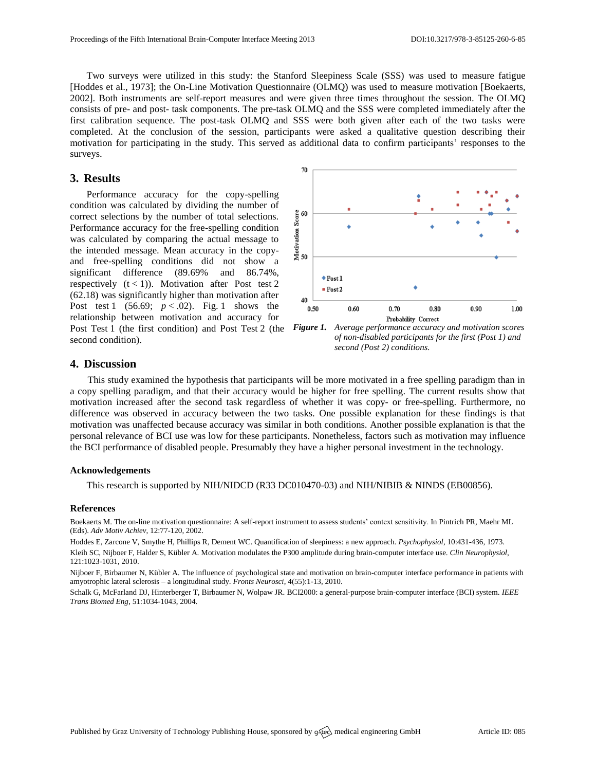Two surveys were utilized in this study: the Stanford Sleepiness Scale (SSS) was used to measure fatigue [Hoddes et al., 1973]; the On-Line Motivation Questionnaire (OLMQ) was used to measure motivation [Boekaerts, 2002]. Both instruments are self-report measures and were given three times throughout the session. The OLMQ consists of pre- and post- task components. The pre-task OLMQ and the SSS were completed immediately after the first calibration sequence. The post-task OLMQ and SSS were both given after each of the two tasks were completed. At the conclusion of the session, participants were asked a qualitative question describing their motivation for participating in the study. This served as additional data to confirm participants' responses to the surveys.

## 3. Results

Performance accuracy for the copy-spelling condition was calculated by dividing the number of correct selections by the number of total selections. Performance accuracy for the free-spelling condition was calculated by comparing the actual message to the intended message. Mean accuracy in the copy- and free-spelling conditions did not show a significant difference (89.69% and 86.74%, respectively ($t < 1$)). Motivation after Post test 2 (62.18) was significantly higher than motivation after Post test 1 (56.69; $p < .02$). Fig. 1 shows the relationship between motivation and accuracy for Post Test 1 (the first condition) and Post Test 2 (the second condition).

70
60
50
40
Motivation Score
0.50 0.60 0.70 0.80 0.90 1.00
Probability Correct
Post 1
Post 2

***Figure 1.*** *Average performance accuracy and motivation scores of non-disabled participants for the first (Post 1) and second (Post 2) conditions.*

## 4. Discussion

This study examined the hypothesis that participants will be more motivated in a free spelling paradigm than in a copy spelling paradigm, and that their accuracy would be higher for free spelling. The current results show that motivation increased after the second task regardless of whether it was copy- or free-spelling. Furthermore, no difference was observed in accuracy between the two tasks. One possible explanation for these findings is that motivation was unaffected because accuracy was similar in both conditions. Another possible explanation is that the personal relevance of BCI use was low for these participants. Nonetheless, factors such as motivation may influence the BCI performance of disabled people. Presumably they have a higher personal investment in the technology.

### Acknowledgements

This research is supported by NIH/NIDCD (R33 DC010470-03) and NIH/NIBIB & NINDS (EB00856).

### References

Boekaerts M. The on-line motivation questionnaire: A self-report instrument to assess students' context sensitivity. In Pintrich PR, Maehr ML (Eds). *Adv Motiv Achiev*, 12:77-120, 2002.

Hoddes E, Zarcone V, Smythe H, Phillips R, Dement WC. Quantification of sleepiness: a new approach. *Psychophysiol*, 10:431-436, 1973.

Kleih SC, Nijboer F, Halder S, Kübler A. Motivation modulates the P300 amplitude during brain-computer interface use. *Clin Neurophysiol*, 121:1023-1031, 2010.

Nijboer F, Birbaumer N, Kübler A. The influence of psychological state and motivation on brain-computer interface performance in patients with amyotrophic lateral sclerosis – a longitudinal study. *Fronts Neurosci*, 4(55):1-13, 2010.

Schalk G, McFarland DJ, Hinterberger T, Birbaumer N, Wolpaw JR. BCI2000: a general-purpose brain-computer interface (BCI) system. *IEEE Trans Biomed Eng*, 51:1034-1043, 2004.